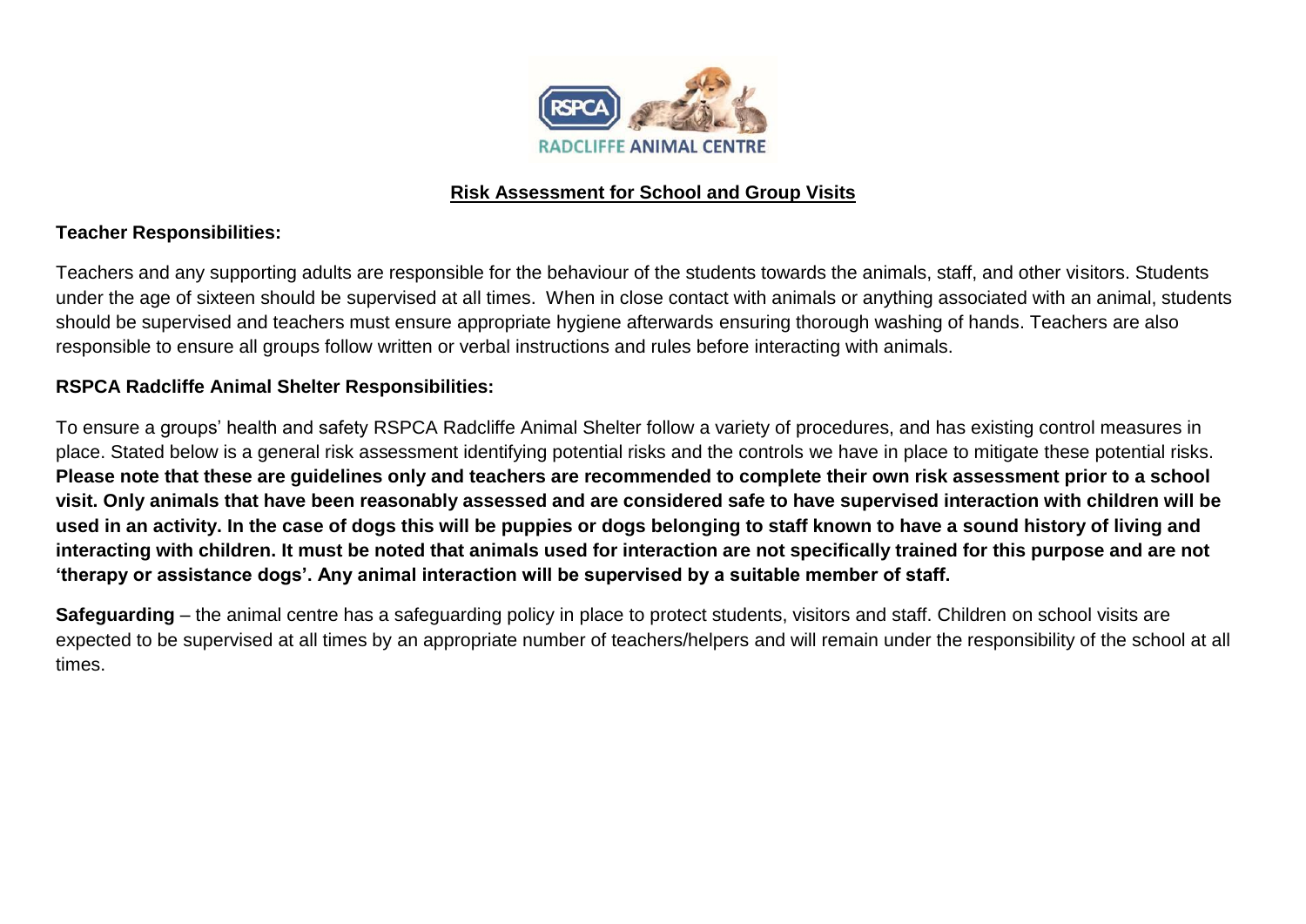RSPCA RADCLIFFE ANIMAL CENTRE

# Risk Assessment for School and Group Visits

**Teacher Responsibilities:**

Teachers and any supporting adults are responsible for the behaviour of the students towards the animals, staff, and other visitors. Students under the age of sixteen should be supervised at all times. When in close contact with animals or anything associated with an animal, students should be supervised and teachers must ensure appropriate hygiene afterwards ensuring thorough washing of hands. Teachers are also responsible to ensure all groups follow written or verbal instructions and rules before interacting with animals.

**RSPCA Radcliffe Animal Shelter Responsibilities:**

To ensure a groups' health and safety RSPCA Radcliffe Animal Shelter follow a variety of procedures, and has existing control measures in place. Stated below is a general risk assessment identifying potential risks and the controls we have in place to mitigate these potential risks. **Please note that these are guidelines only and teachers are recommended to complete their own risk assessment prior to a school visit. Only animals that have been reasonably assessed and are considered safe to have supervised interaction with children will be used in an activity. In the case of dogs this will be puppies or dogs belonging to staff known to have a sound history of living and interacting with children. It must be noted that animals used for interaction are not specifically trained for this purpose and are not 'therapy or assistance dogs'. Any animal interaction will be supervised by a suitable member of staff.**

**Safeguarding** – the animal centre has a safeguarding policy in place to protect students, visitors and staff. Children on school visits are expected to be supervised at all times by an appropriate number of teachers/helpers and will remain under the responsibility of the school at all times.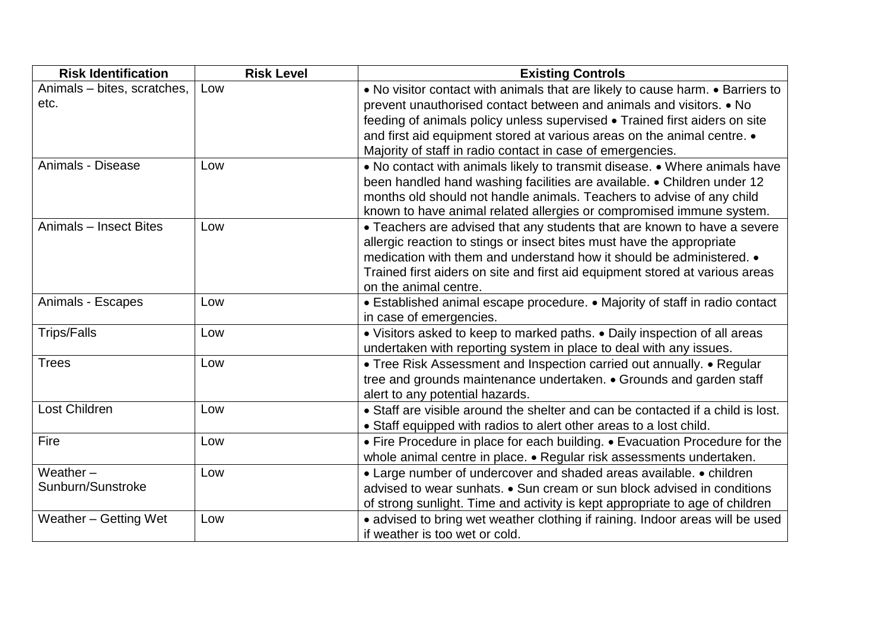| Risk Identification | Risk Level | Existing Controls |
|---|---|---|
| Animals – bites, scratches, etc. | Low | • No visitor contact with animals that are likely to cause harm. • Barriers to prevent unauthorised contact between animals and visitors. • No feeding of animals policy unless supervised • Trained first aiders on site and first aid equipment stored at various areas on the animal centre. • Majority of staff in radio contact in case of emergencies. |
| Animals - Disease | Low | • No contact with animals likely to transmit disease. • Where animals have been handled hand washing facilities are available. • Children under 12 months old should not handle animals. Teachers to advise of any child known to have animal related allergies or compromised immune system. |
| Animals – Insect Bites | Low | • Teachers are advised that any students that are known to have a severe allergic reaction to stings or insect bites must have the appropriate medication with them and understand how it should be administered. • Trained first aiders on site and first aid equipment stored at various areas on the animal centre. |
| Animals - Escapes | Low | • Established animal escape procedure. • Majority of staff in radio contact in case of emergencies. |
| Trips/Falls | Low | • Visitors asked to keep to marked paths. • Daily inspection of all areas undertaken with reporting system in place to deal with any issues. |
| Trees | Low | • Tree Risk Assessment and Inspection carried out annually. • Regular tree and grounds maintenance undertaken. • Grounds and garden staff alert to any potential hazards. |
| Lost Children | Low | • Staff are visible around the shelter and can be contacted if a child is lost. • Staff equipped with radios to alert other areas to a lost child. |
| Fire | Low | • Fire Procedure in place for each building. • Evacuation Procedure for the whole animal centre in place. • Regular risk assessments undertaken. |
| Weather – Sunburn/Sunstroke | Low | • Large number of undercover and shaded areas available. • children advised to wear sunhats. • Sun cream or sun block advised in conditions of strong sunlight. Time and activity is kept appropriate to age of children |
| Weather – Getting Wet | Low | • advised to bring wet weather clothing if raining. Indoor areas will be used if weather is too wet or cold. |